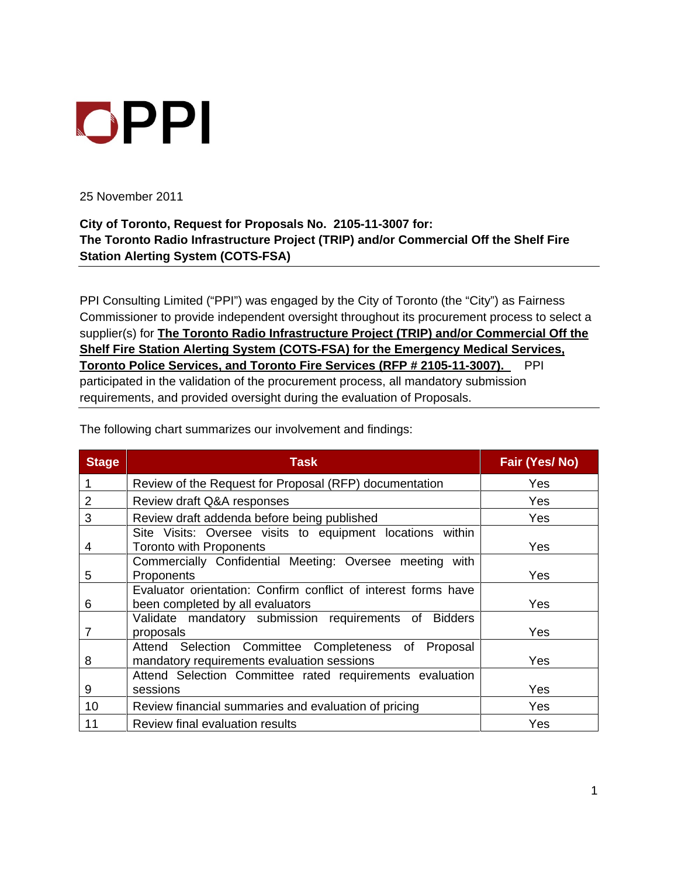PPI

25 November 2011

**City of Toronto, Request for Proposals No. 2105-11-3007 for:**
**The Toronto Radio Infrastructure Project (TRIP) and/or Commercial Off the Shelf Fire Station Alerting System (COTS-FSA)**

---

PPI Consulting Limited ("PPI") was engaged by the City of Toronto (the "City") as Fairness Commissioner to provide independent oversight throughout its procurement process to select a supplier(s) for **The Toronto Radio Infrastructure Project (TRIP) and/or Commercial Off the Shelf Fire Station Alerting System (COTS-FSA) for the Emergency Medical Services, Toronto Police Services, and Toronto Fire Services (RFP # 2105-11-3007).** PPI participated in the validation of the procurement process, all mandatory submission requirements, and provided oversight during the evaluation of Proposals.

---

The following chart summarizes our involvement and findings:

| Stage | Task | Fair (Yes/ No) |
|---|---|---|
| 1 | Review of the Request for Proposal (RFP) documentation | Yes |
| 2 | Review draft Q&A responses | Yes |
| 3 | Review draft addenda before being published | Yes |
| 4 | Site Visits: Oversee visits to equipment locations within Toronto with Proponents | Yes |
| 5 | Commercially Confidential Meeting: Oversee meeting with Proponents | Yes |
| 6 | Evaluator orientation: Confirm conflict of interest forms have been completed by all evaluators | Yes |
| 7 | Validate mandatory submission requirements of Bidders proposals | Yes |
| 8 | Attend Selection Committee Completeness of Proposal mandatory requirements evaluation sessions | Yes |
| 9 | Attend Selection Committee rated requirements evaluation sessions | Yes |
| 10 | Review financial summaries and evaluation of pricing | Yes |
| 11 | Review final evaluation results | Yes |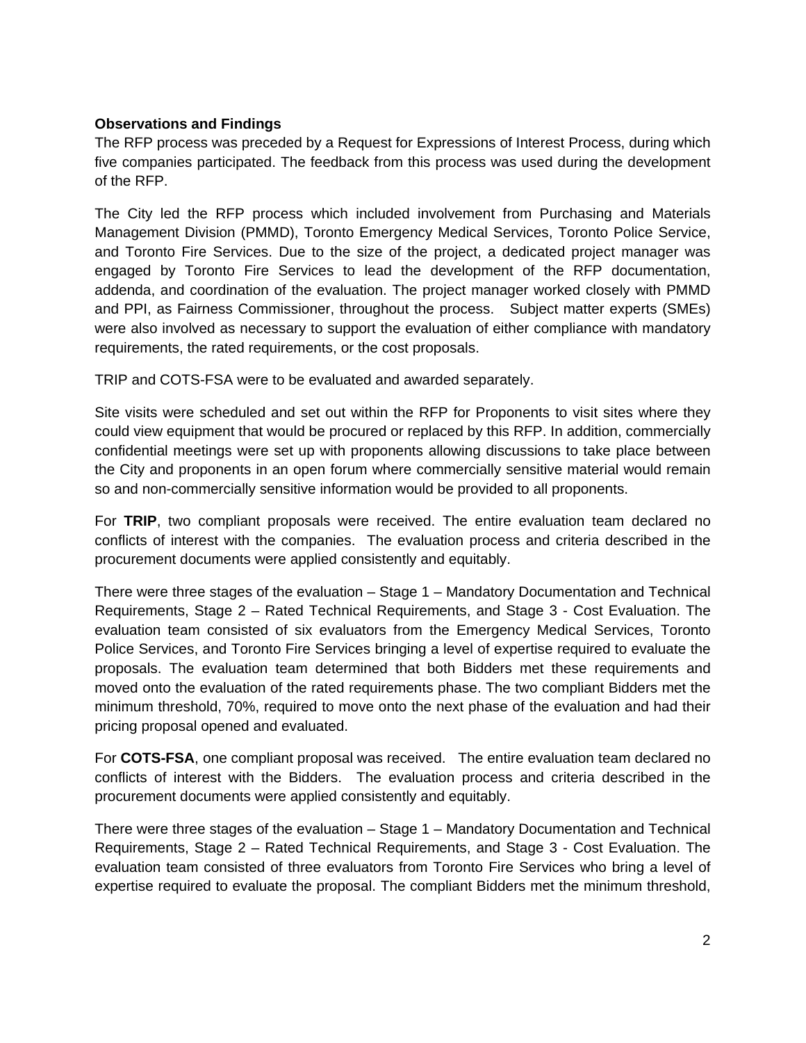**Observations and Findings**

The RFP process was preceded by a Request for Expressions of Interest Process, during which five companies participated. The feedback from this process was used during the development of the RFP.

The City led the RFP process which included involvement from Purchasing and Materials Management Division (PMMD), Toronto Emergency Medical Services, Toronto Police Service, and Toronto Fire Services. Due to the size of the project, a dedicated project manager was engaged by Toronto Fire Services to lead the development of the RFP documentation, addenda, and coordination of the evaluation. The project manager worked closely with PMMD and PPI, as Fairness Commissioner, throughout the process. Subject matter experts (SMEs) were also involved as necessary to support the evaluation of either compliance with mandatory requirements, the rated requirements, or the cost proposals.

TRIP and COTS-FSA were to be evaluated and awarded separately.

Site visits were scheduled and set out within the RFP for Proponents to visit sites where they could view equipment that would be procured or replaced by this RFP. In addition, commercially confidential meetings were set up with proponents allowing discussions to take place between the City and proponents in an open forum where commercially sensitive material would remain so and non-commercially sensitive information would be provided to all proponents.

For **TRIP**, two compliant proposals were received. The entire evaluation team declared no conflicts of interest with the companies. The evaluation process and criteria described in the procurement documents were applied consistently and equitably.

There were three stages of the evaluation – Stage 1 – Mandatory Documentation and Technical Requirements, Stage 2 – Rated Technical Requirements, and Stage 3 - Cost Evaluation. The evaluation team consisted of six evaluators from the Emergency Medical Services, Toronto Police Services, and Toronto Fire Services bringing a level of expertise required to evaluate the proposals. The evaluation team determined that both Bidders met these requirements and moved onto the evaluation of the rated requirements phase. The two compliant Bidders met the minimum threshold, 70%, required to move onto the next phase of the evaluation and had their pricing proposal opened and evaluated.

For **COTS-FSA**, one compliant proposal was received. The entire evaluation team declared no conflicts of interest with the Bidders. The evaluation process and criteria described in the procurement documents were applied consistently and equitably.

There were three stages of the evaluation – Stage 1 – Mandatory Documentation and Technical Requirements, Stage 2 – Rated Technical Requirements, and Stage 3 - Cost Evaluation. The evaluation team consisted of three evaluators from Toronto Fire Services who bring a level of expertise required to evaluate the proposal. The compliant Bidders met the minimum threshold,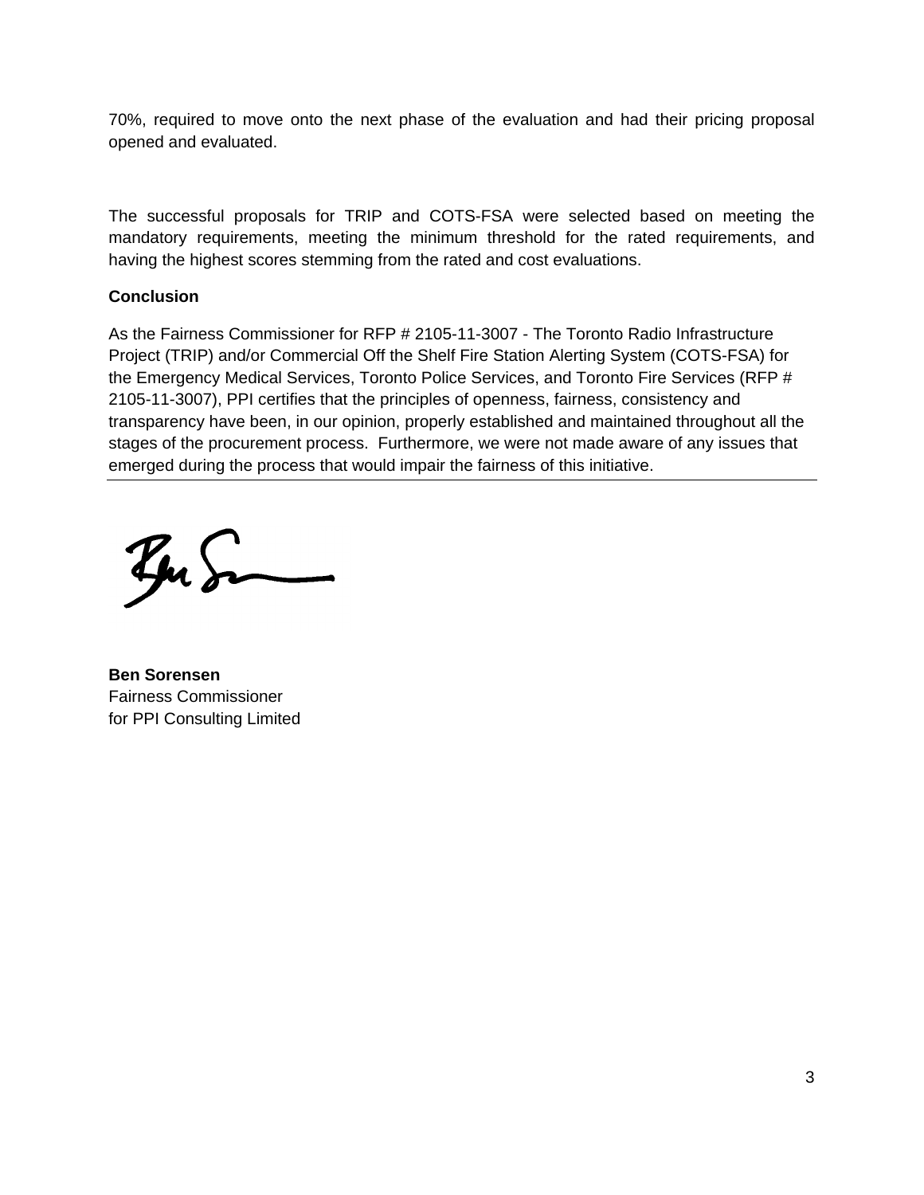70%, required to move onto the next phase of the evaluation and had their pricing proposal opened and evaluated.

The successful proposals for TRIP and COTS-FSA were selected based on meeting the mandatory requirements, meeting the minimum threshold for the rated requirements, and having the highest scores stemming from the rated and cost evaluations.

**Conclusion**

As the Fairness Commissioner for RFP # 2105-11-3007 - The Toronto Radio Infrastructure Project (TRIP) and/or Commercial Off the Shelf Fire Station Alerting System (COTS-FSA) for the Emergency Medical Services, Toronto Police Services, and Toronto Fire Services (RFP # 2105-11-3007), PPI certifies that the principles of openness, fairness, consistency and transparency have been, in our opinion, properly established and maintained throughout all the stages of the procurement process. Furthermore, we were not made aware of any issues that emerged during the process that would impair the fairness of this initiative.

---

**Ben Sorensen**
Fairness Commissioner
for PPI Consulting Limited